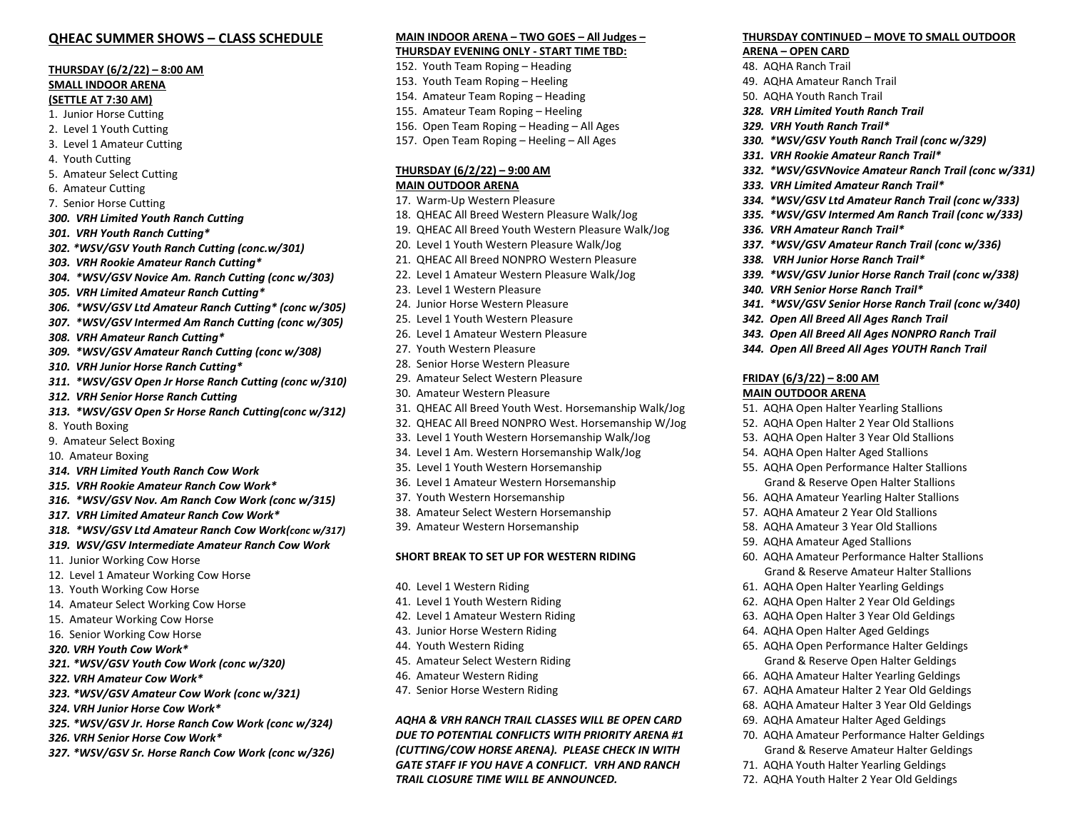## QHEAC SUMMER SHOWS – CLASS SCHEDULE

**THURSDAY (6/2/22) – 8:00 AM**
**SMALL INDOOR ARENA**
**(SETTLE AT 7:30 AM)**

1. Junior Horse Cutting
2. Level 1 Youth Cutting
3. Level 1 Amateur Cutting
4. Youth Cutting
5. Amateur Select Cutting
6. Amateur Cutting
7. Senior Horse Cutting

*300. VRH Limited Youth Ranch Cutting*
*301. VRH Youth Ranch Cutting**
*302. *WSV/GSV Youth Ranch Cutting (conc.w/301)*
*303. VRH Rookie Amateur Ranch Cutting**
*304. *WSV/GSV Novice Am. Ranch Cutting (conc w/303)*
*305. VRH Limited Amateur Ranch Cutting**
*306. *WSV/GSV Ltd Amateur Ranch Cutting* (conc w/305)*
*307. *WSV/GSV Intermed Am Ranch Cutting (conc w/305)*
*308. VRH Amateur Ranch Cutting**
*309. *WSV/GSV Amateur Ranch Cutting (conc w/308)*
*310. VRH Junior Horse Ranch Cutting**
*311. *WSV/GSV Open Jr Horse Ranch Cutting (conc w/310)*
*312. VRH Senior Horse Ranch Cutting*
*313. *WSV/GSV Open Sr Horse Ranch Cutting(conc w/312)*

8. Youth Boxing
9. Amateur Select Boxing
10. Amateur Boxing

*314. VRH Limited Youth Ranch Cow Work*
*315. VRH Rookie Amateur Ranch Cow Work**
*316. *WSV/GSV Nov. Am Ranch Cow Work (conc w/315)*
*317. VRH Limited Amateur Ranch Cow Work**
*318. *WSV/GSV Ltd Amateur Ranch Cow Work(conc w/317)*
*319. WSV/GSV Intermediate Amateur Ranch Cow Work*

11. Junior Working Cow Horse
12. Level 1 Amateur Working Cow Horse
13. Youth Working Cow Horse
14. Amateur Select Working Cow Horse
15. Amateur Working Cow Horse
16. Senior Working Cow Horse

*320. VRH Youth Cow Work**
*321. *WSV/GSV Youth Cow Work (conc w/320)*
*322. VRH Amateur Cow Work**
*323. *WSV/GSV Amateur Cow Work (conc w/321)*
*324. VRH Junior Horse Cow Work**
*325. *WSV/GSV Jr. Horse Ranch Cow Work (conc w/324)*
*326. VRH Senior Horse Cow Work**
*327. *WSV/GSV Sr. Horse Ranch Cow Work (conc w/326)*

**MAIN INDOOR ARENA – TWO GOES – All Judges –**
**THURSDAY EVENING ONLY - START TIME TBD:**

152. Youth Team Roping – Heading
153. Youth Team Roping – Heeling
154. Amateur Team Roping – Heading
155. Amateur Team Roping – Heeling
156. Open Team Roping – Heading – All Ages
157. Open Team Roping – Heeling – All Ages

**THURSDAY (6/2/22) – 9:00 AM**
**MAIN OUTDOOR ARENA**

17. Warm-Up Western Pleasure
18. QHEAC All Breed Western Pleasure Walk/Jog
19. QHEAC All Breed Youth Western Pleasure Walk/Jog
20. Level 1 Youth Western Pleasure Walk/Jog
21. QHEAC All Breed NONPRO Western Pleasure
22. Level 1 Amateur Western Pleasure Walk/Jog
23. Level 1 Western Pleasure
24. Junior Horse Western Pleasure
25. Level 1 Youth Western Pleasure
26. Level 1 Amateur Western Pleasure
27. Youth Western Pleasure
28. Senior Horse Western Pleasure
29. Amateur Select Western Pleasure
30. Amateur Western Pleasure
31. QHEAC All Breed Youth West. Horsemanship Walk/Jog
32. QHEAC All Breed NONPRO West. Horsemanship W/Jog
33. Level 1 Youth Western Horsemanship Walk/Jog
34. Level 1 Am. Western Horsemanship Walk/Jog
35. Level 1 Youth Western Horsemanship
36. Level 1 Amateur Western Horsemanship
37. Youth Western Horsemanship
38. Amateur Select Western Horsemanship
39. Amateur Western Horsemanship

**SHORT BREAK TO SET UP FOR WESTERN RIDING**

40. Level 1 Western Riding
41. Level 1 Youth Western Riding
42. Level 1 Amateur Western Riding
43. Junior Horse Western Riding
44. Youth Western Riding
45. Amateur Select Western Riding
46. Amateur Western Riding
47. Senior Horse Western Riding

***AQHA & VRH RANCH TRAIL CLASSES WILL BE OPEN CARD DUE TO POTENTIAL CONFLICTS WITH PRIORITY ARENA #1 (CUTTING/COW HORSE ARENA). PLEASE CHECK IN WITH GATE STAFF IF YOU HAVE A CONFLICT. VRH AND RANCH TRAIL CLOSURE TIME WILL BE ANNOUNCED.***

**THURSDAY CONTINUED – MOVE TO SMALL OUTDOOR ARENA – OPEN CARD**

48. AQHA Ranch Trail
49. AQHA Amateur Ranch Trail
50. AQHA Youth Ranch Trail

*328. VRH Limited Youth Ranch Trail*
*329. VRH Youth Ranch Trail**
*330. *WSV/GSV Youth Ranch Trail (conc w/329)*
*331. VRH Rookie Amateur Ranch Trail**
*332. *WSV/GSVNovice Amateur Ranch Trail (conc w/331)*
*333. VRH Limited Amateur Ranch Trail**
*334. *WSV/GSV Ltd Amateur Ranch Trail (conc w/333)*
*335. *WSV/GSV Intermed Am Ranch Trail (conc w/333)*
*336. VRH Amateur Ranch Trail**
*337. *WSV/GSV Amateur Ranch Trail (conc w/336)*
*338. VRH Junior Horse Ranch Trail**
*339. *WSV/GSV Junior Horse Ranch Trail (conc w/338)*
*340. VRH Senior Horse Ranch Trail**
*341. *WSV/GSV Senior Horse Ranch Trail (conc w/340)*
*342. Open All Breed All Ages Ranch Trail*
*343. Open All Breed All Ages NONPRO Ranch Trail*
*344. Open All Breed All Ages YOUTH Ranch Trail*

**FRIDAY (6/3/22) – 8:00 AM**
**MAIN OUTDOOR ARENA**

51. AQHA Open Halter Yearling Stallions
52. AQHA Open Halter 2 Year Old Stallions
53. AQHA Open Halter 3 Year Old Stallions
54. AQHA Open Halter Aged Stallions
55. AQHA Open Performance Halter Stallions
    Grand & Reserve Open Halter Stallions
56. AQHA Amateur Yearling Halter Stallions
57. AQHA Amateur 2 Year Old Stallions
58. AQHA Amateur 3 Year Old Stallions
59. AQHA Amateur Aged Stallions
60. AQHA Amateur Performance Halter Stallions
    Grand & Reserve Amateur Halter Stallions
61. AQHA Open Halter Yearling Geldings
62. AQHA Open Halter 2 Year Old Geldings
63. AQHA Open Halter 3 Year Old Geldings
64. AQHA Open Halter Aged Geldings
65. AQHA Open Performance Halter Geldings
    Grand & Reserve Open Halter Geldings
66. AQHA Amateur Halter Yearling Geldings
67. AQHA Amateur Halter 2 Year Old Geldings
68. AQHA Amateur Halter 3 Year Old Geldings
69. AQHA Amateur Halter Aged Geldings
70. AQHA Amateur Performance Halter Geldings
    Grand & Reserve Amateur Halter Geldings
71. AQHA Youth Halter Yearling Geldings
72. AQHA Youth Halter 2 Year Old Geldings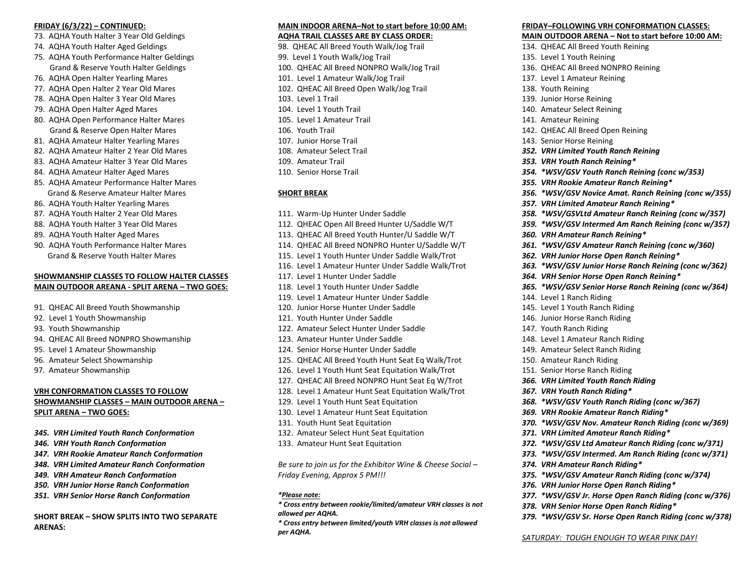**FRIDAY (6/3/22) – CONTINUED:**

73. AQHA Youth Halter 3 Year Old Geldings
74. AQHA Youth Halter Aged Geldings
75. AQHA Youth Performance Halter Geldings
    Grand & Reserve Youth Halter Geldings
76. AQHA Open Halter Yearling Mares
77. AQHA Open Halter 2 Year Old Mares
78. AQHA Open Halter 3 Year Old Mares
79. AQHA Open Halter Aged Mares
80. AQHA Open Performance Halter Mares
    Grand & Reserve Open Halter Mares
81. AQHA Amateur Halter Yearling Mares
82. AQHA Amateur Halter 2 Year Old Mares
83. AQHA Amateur Halter 3 Year Old Mares
84. AQHA Amateur Halter Aged Mares
85. AQHA Amateur Performance Halter Mares
    Grand & Reserve Amateur Halter Mares
86. AQHA Youth Halter Yearling Mares
87. AQHA Youth Halter 2 Year Old Mares
88. AQHA Youth Halter 3 Year Old Mares
89. AQHA Youth Halter Aged Mares
90. AQHA Youth Performance Halter Mares
    Grand & Reserve Youth Halter Mares

**SHOWMANSHIP CLASSES TO FOLLOW HALTER CLASSES**
**MAIN OUTDOOR AREANA - SPLIT ARENA – TWO GOES:**

91. QHEAC All Breed Youth Showmanship
92. Level 1 Youth Showmanship
93. Youth Showmanship
94. QHEAC All Breed NONPRO Showmanship
95. Level 1 Amateur Showmanship
96. Amateur Select Showmanship
97. Amateur Showmanship

**VRH CONFORMATION CLASSES TO FOLLOW SHOWMANSHIP CLASSES – MAIN OUTDOOR ARENA – SPLIT ARENA – TWO GOES:**

***345. VRH Limited Youth Ranch Conformation***
***346. VRH Youth Ranch Conformation***
***347. VRH Rookie Amateur Ranch Conformation***
***348. VRH Limited Amateur Ranch Conformation***
***349. VRH Amateur Ranch Conformation***
***350. VRH Junior Horse Ranch Conformation***
***351. VRH Senior Horse Ranch Conformation***

**SHORT BREAK – SHOW SPLITS INTO TWO SEPARATE ARENAS:**

**MAIN INDOOR ARENA–Not to start before 10:00 AM:**
**AQHA TRAIL CLASSES ARE BY CLASS ORDER:**

98. QHEAC All Breed Youth Walk/Jog Trail
99. Level 1 Youth Walk/Jog Trail
100. QHEAC All Breed NONPRO Walk/Jog Trail
101. Level 1 Amateur Walk/Jog Trail
102. QHEAC All Breed Open Walk/Jog Trail
103. Level 1 Trail
104. Level 1 Youth Trail
105. Level 1 Amateur Trail
106. Youth Trail
107. Junior Horse Trail
108. Amateur Select Trail
109. Amateur Trail
110. Senior Horse Trail

**SHORT BREAK**

111. Warm-Up Hunter Under Saddle
112. QHEAC Open All Breed Hunter U/Saddle W/T
113. QHEAC All Breed Youth Hunter/U Saddle W/T
114. QHEAC All Breed NONPRO Hunter U/Saddle W/T
115. Level 1 Youth Hunter Under Saddle Walk/Trot
116. Level 1 Amateur Hunter Under Saddle Walk/Trot
117. Level 1 Hunter Under Saddle
118. Level 1 Youth Hunter Under Saddle
119. Level 1 Amateur Hunter Under Saddle
120. Junior Horse Hunter Under Saddle
121. Youth Hunter Under Saddle
122. Amateur Select Hunter Under Saddle
123. Amateur Hunter Under Saddle
124. Senior Horse Hunter Under Saddle
125. QHEAC All Breed Youth Hunt Seat Eq Walk/Trot
126. Level 1 Youth Hunt Seat Equitation Walk/Trot
127. QHEAC All Breed NONPRO Hunt Seat Eq W/Trot
128. Level 1 Amateur Hunt Seat Equitation Walk/Trot
129. Level 1 Youth Hunt Seat Equitation
130. Level 1 Amateur Hunt Seat Equitation
131. Youth Hunt Seat Equitation
132. Amateur Select Hunt Seat Equitation
133. Amateur Hunt Seat Equitation

*Be sure to join us for the Exhibitor Wine & Cheese Social – Friday Evening, Approx 5 PM!!!*

***Please note:***
*\* Cross entry between rookie/limited/amateur VRH classes is not allowed per AQHA.*
*\* Cross entry between limited/youth VRH classes is not allowed per AQHA.*

**FRIDAY–FOLLOWING VRH CONFORMATION CLASSES:**
**MAIN OUTDOOR ARENA – Not to start before 10:00 AM:**

134. QHEAC All Breed Youth Reining
135. Level 1 Youth Reining
136. QHEAC All Breed NONPRO Reining
137. Level 1 Amateur Reining
138. Youth Reining
139. Junior Horse Reining
140. Amateur Select Reining
141. Amateur Reining
142. QHEAC All Breed Open Reining
143. Senior Horse Reining

***352. VRH Limited Youth Ranch Reining***
***353. VRH Youth Ranch Reining\****
***354. \*WSV/GSV Youth Ranch Reining (conc w/353)***
***355. VRH Rookie Amateur Ranch Reining\****
***356. \*WSV/GSV Novice Amat. Ranch Reining (conc w/355)***
***357. VRH Limited Amateur Ranch Reining\****
***358. \*WSV/GSVLtd Amateur Ranch Reining (conc w/357)***
***359. \*WSV/GSV Intermed Am Ranch Reining (conc w/357)***
***360. VRH Amateur Ranch Reining\****
***361. \*WSV/GSV Amateur Ranch Reining (conc w/360)***
***362. VRH Junior Horse Open Ranch Reining\****
***363. \*WSV/GSV Junior Horse Ranch Reining (conc w/362)***
***364. VRH Senior Horse Open Ranch Reining\****
***365. \*WSV/GSV Senior Horse Ranch Reining (conc w/364)***

144. Level 1 Ranch Riding
145. Level 1 Youth Ranch Riding
146. Junior Horse Ranch Riding
147. Youth Ranch Riding
148. Level 1 Amateur Ranch Riding
149. Amateur Select Ranch Riding
150. Amateur Ranch Riding
151. Senior Horse Ranch Riding

***366. VRH Limited Youth Ranch Riding***
***367. VRH Youth Ranch Riding\****
***368. \*WSV/GSV Youth Ranch Riding (conc w/367)***
***369. VRH Rookie Amateur Ranch Riding\****
***370. \*WSV/GSV Nov. Amateur Ranch Riding (conc w/369)***
***371. VRH Limited Amateur Ranch Riding\****
***372. \*WSV/GSV Ltd Amateur Ranch Riding (conc w/371)***
***373. \*WSV/GSV Intermed. Am Ranch Riding (conc w/371)***
***374. VRH Amateur Ranch Riding\****
***375. \*WSV/GSV Amateur Ranch Riding (conc w/374)***
***376. VRH Junior Horse Open Ranch Riding\****
***377. \*WSV/GSV Jr. Horse Open Ranch Riding (conc w/376)***
***378. VRH Senior Horse Open Ranch Riding\****
***379. \*WSV/GSV Sr. Horse Open Ranch Riding (conc w/378)***

*SATURDAY: TOUGH ENOUGH TO WEAR PINK DAY!*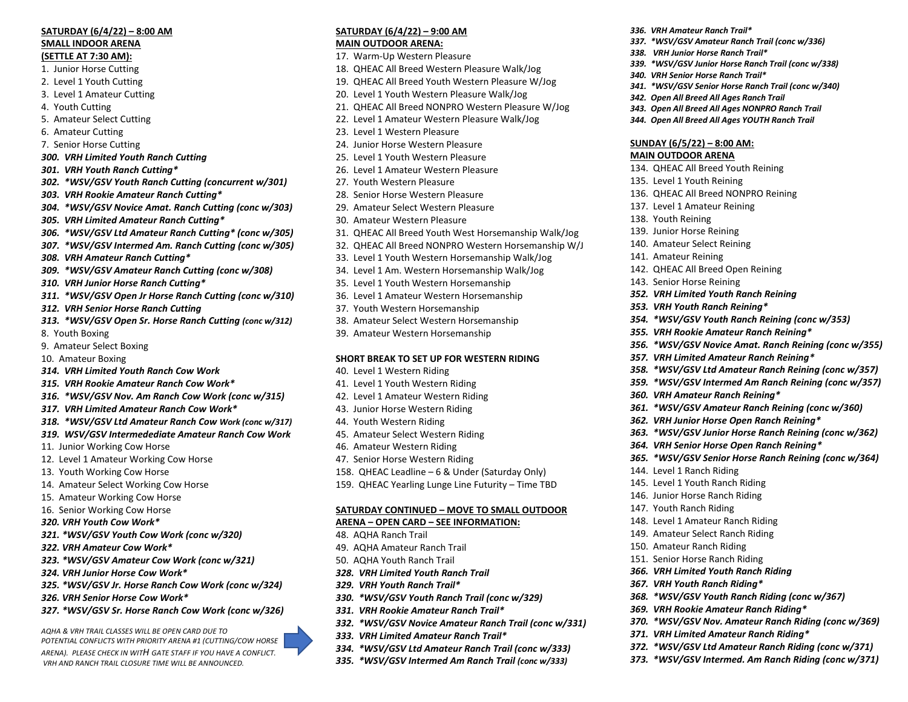**SATURDAY (6/4/22) – 8:00 AM**
**SMALL INDOOR ARENA**
**(SETTLE AT 7:30 AM):**

1. Junior Horse Cutting
2. Level 1 Youth Cutting
3. Level 1 Amateur Cutting
4. Youth Cutting
5. Amateur Select Cutting
6. Amateur Cutting
7. Senior Horse Cutting

***300. VRH Limited Youth Ranch Cutting***
***301. VRH Youth Ranch Cutting****
***302. *WSV/GSV Youth Ranch Cutting (concurrent w/301)***
***303. VRH Rookie Amateur Ranch Cutting****
***304. *WSV/GSV Novice Amat. Ranch Cutting (conc w/303)***
***305. VRH Limited Amateur Ranch Cutting****
***306. *WSV/GSV Ltd Amateur Ranch Cutting* (conc w/305)***
***307. *WSV/GSV Intermed Am. Ranch Cutting (conc w/305)***
***308. VRH Amateur Ranch Cutting****
***309. *WSV/GSV Amateur Ranch Cutting (conc w/308)***
***310. VRH Junior Horse Ranch Cutting****
***311. *WSV/GSV Open Jr Horse Ranch Cutting (conc w/310)***
***312. VRH Senior Horse Ranch Cutting***
***313. *WSV/GSV Open Sr. Horse Ranch Cutting (conc w/312)***

8. Youth Boxing
9. Amateur Select Boxing
10. Amateur Boxing

***314. VRH Limited Youth Ranch Cow Work***
***315. VRH Rookie Amateur Ranch Cow Work****
***316. *WSV/GSV Nov. Am Ranch Cow Work (conc w/315)***
***317. VRH Limited Amateur Ranch Cow Work****
***318. *WSV/GSV Ltd Amateur Ranch Cow Work (conc w/317)***
***319. WSV/GSV Intermedediate Amateur Ranch Cow Work***

11. Junior Working Cow Horse
12. Level 1 Amateur Working Cow Horse
13. Youth Working Cow Horse
14. Amateur Select Working Cow Horse
15. Amateur Working Cow Horse
16. Senior Working Cow Horse

***320. VRH Youth Cow Work****
***321. *WSV/GSV Youth Cow Work (conc w/320)***
***322. VRH Amateur Cow Work****
***323. *WSV/GSV Amateur Cow Work (conc w/321)***
***324. VRH Junior Horse Cow Work****
***325. *WSV/GSV Jr. Horse Ranch Cow Work (conc w/324)***
***326. VRH Senior Horse Cow Work****
***327. *WSV/GSV Sr. Horse Ranch Cow Work (conc w/326)***

*AQHA & VRH TRAIL CLASSES WILL BE OPEN CARD DUE TO POTENTIAL CONFLICTS WITH PRIORITY ARENA #1 (CUTTING/COW HORSE ARENA). PLEASE CHECK IN WITH GATE STAFF IF YOU HAVE A CONFLICT. VRH AND RANCH TRAIL CLOSURE TIME WILL BE ANNOUNCED.*

**SATURDAY (6/4/22) – 9:00 AM**
**MAIN OUTDOOR ARENA:**

17. Warm-Up Western Pleasure
18. QHEAC All Breed Western Pleasure Walk/Jog
19. QHEAC All Breed Youth Western Pleasure W/Jog
20. Level 1 Youth Western Pleasure Walk/Jog
21. QHEAC All Breed NONPRO Western Pleasure W/Jog
22. Level 1 Amateur Western Pleasure Walk/Jog
23. Level 1 Western Pleasure
24. Junior Horse Western Pleasure
25. Level 1 Youth Western Pleasure
26. Level 1 Amateur Western Pleasure
27. Youth Western Pleasure
28. Senior Horse Western Pleasure
29. Amateur Select Western Pleasure
30. Amateur Western Pleasure
31. QHEAC All Breed Youth West Horsemanship Walk/Jog
32. QHEAC All Breed NONPRO Western Horsemanship W/J
33. Level 1 Youth Western Horsemanship Walk/Jog
34. Level 1 Am. Western Horsemanship Walk/Jog
35. Level 1 Youth Western Horsemanship
36. Level 1 Amateur Western Horsemanship
37. Youth Western Horsemanship
38. Amateur Select Western Horsemanship
39. Amateur Western Horsemanship

**SHORT BREAK TO SET UP FOR WESTERN RIDING**

40. Level 1 Western Riding
41. Level 1 Youth Western Riding
42. Level 1 Amateur Western Riding
43. Junior Horse Western Riding
44. Youth Western Riding
45. Amateur Select Western Riding
46. Amateur Western Riding
47. Senior Horse Western Riding

158. QHEAC Leadline – 6 & Under (Saturday Only)
159. QHEAC Yearling Lunge Line Futurity – Time TBD

**SATURDAY CONTINUED – MOVE TO SMALL OUTDOOR ARENA – OPEN CARD – SEE INFORMATION:**

48. AQHA Ranch Trail
49. AQHA Amateur Ranch Trail
50. AQHA Youth Ranch Trail

***328. VRH Limited Youth Ranch Trail***
***329. VRH Youth Ranch Trail****
***330. *WSV/GSV Youth Ranch Trail (conc w/329)***
***331. VRH Rookie Amateur Ranch Trail****
***332. *WSV/GSV Novice Amateur Ranch Trail (conc w/331)***
***333. VRH Limited Amateur Ranch Trail****
***334. *WSV/GSV Ltd Amateur Ranch Trail (conc w/333)***
***335. *WSV/GSV Intermed Am Ranch Trail (conc w/333)***
***336. VRH Amateur Ranch Trail****
***337. *WSV/GSV Amateur Ranch Trail (conc w/336)***
***338. VRH Junior Horse Ranch Trail****
***339. *WSV/GSV Junior Horse Ranch Trail (conc w/338)***
***340. VRH Senior Horse Ranch Trail****
***341. *WSV/GSV Senior Horse Ranch Trail (conc w/340)***
***342. Open All Breed All Ages Ranch Trail***
***343. Open All Breed All Ages NONPRO Ranch Trail***
***344. Open All Breed All Ages YOUTH Ranch Trail***

**SUNDAY (6/5/22) – 8:00 AM:**
**MAIN OUTDOOR ARENA**

134. QHEAC All Breed Youth Reining
135. Level 1 Youth Reining
136. QHEAC All Breed NONPRO Reining
137. Level 1 Amateur Reining
138. Youth Reining
139. Junior Horse Reining
140. Amateur Select Reining
141. Amateur Reining
142. QHEAC All Breed Open Reining
143. Senior Horse Reining

***352. VRH Limited Youth Ranch Reining***
***353. VRH Youth Ranch Reining****
***354. *WSV/GSV Youth Ranch Reining (conc w/353)***
***355. VRH Rookie Amateur Ranch Reining****
***356. *WSV/GSV Novice Amat. Ranch Reining (conc w/355)***
***357. VRH Limited Amateur Ranch Reining****
***358. *WSV/GSV Ltd Amateur Ranch Reining (conc w/357)***
***359. *WSV/GSV Intermed Am Ranch Reining (conc w/357)***
***360. VRH Amateur Ranch Reining****
***361. *WSV/GSV Amateur Ranch Reining (conc w/360)***
***362. VRH Junior Horse Open Ranch Reining****
***363. *WSV/GSV Junior Horse Ranch Reining (conc w/362)***
***364. VRH Senior Horse Open Ranch Reining****
***365. *WSV/GSV Senior Horse Ranch Reining (conc w/364)***

144. Level 1 Ranch Riding
145. Level 1 Youth Ranch Riding
146. Junior Horse Ranch Riding
147. Youth Ranch Riding
148. Level 1 Amateur Ranch Riding
149. Amateur Select Ranch Riding
150. Amateur Ranch Riding
151. Senior Horse Ranch Riding

***366. VRH Limited Youth Ranch Riding***
***367. VRH Youth Ranch Riding****
***368. *WSV/GSV Youth Ranch Riding (conc w/367)***
***369. VRH Rookie Amateur Ranch Riding****
***370. *WSV/GSV Nov. Amateur Ranch Riding (conc w/369)***
***371. VRH Limited Amateur Ranch Riding****
***372. *WSV/GSV Ltd Amateur Ranch Riding (conc w/371)***
***373. *WSV/GSV Intermed. Am Ranch Riding (conc w/371)***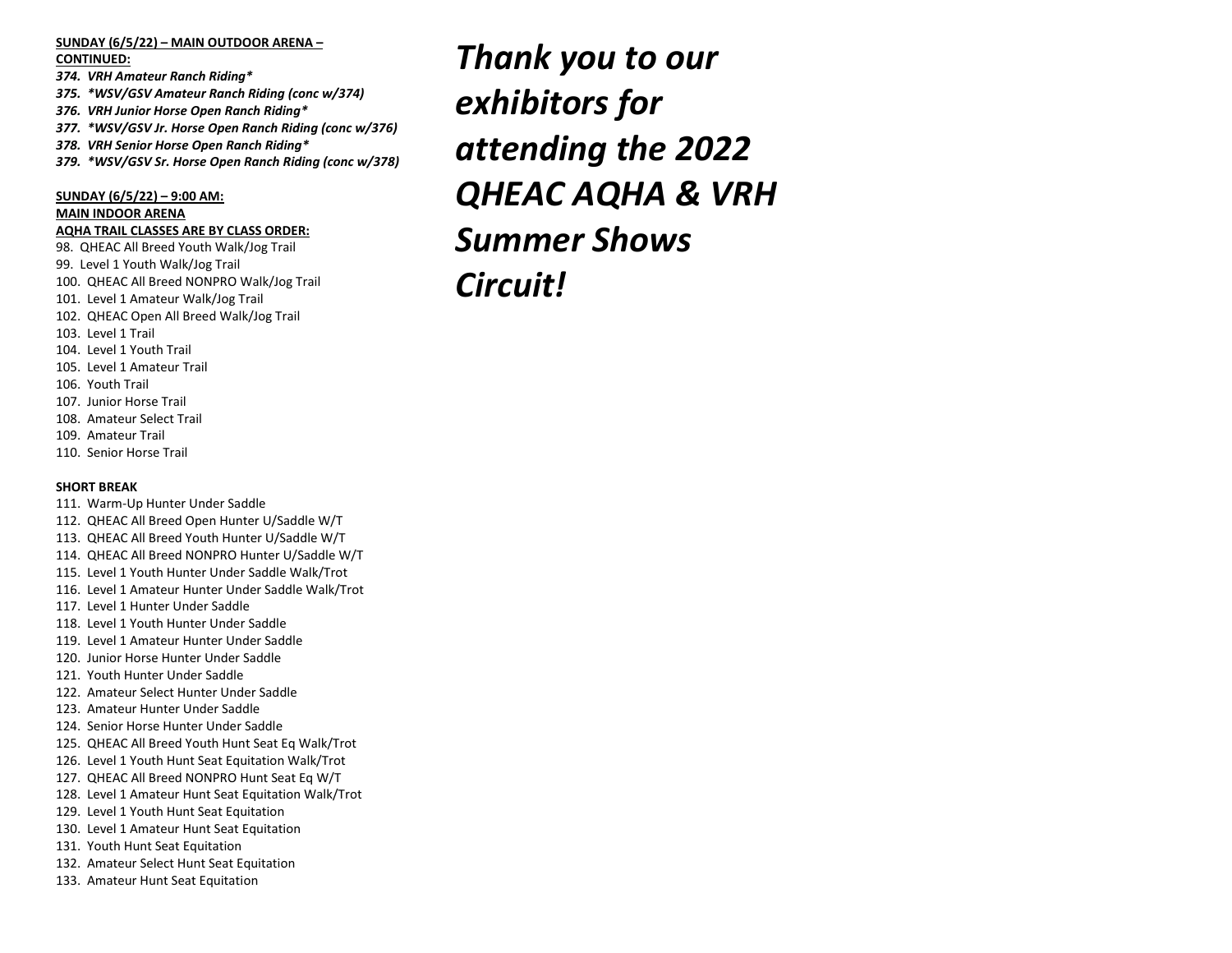**SUNDAY (6/5/22) – MAIN OUTDOOR ARENA – CONTINUED:**

*374. VRH Amateur Ranch Riding**
*375. *WSV/GSV Amateur Ranch Riding (conc w/374)*
*376. VRH Junior Horse Open Ranch Riding**
*377. *WSV/GSV Jr. Horse Open Ranch Riding (conc w/376)*
*378. VRH Senior Horse Open Ranch Riding**
*379. *WSV/GSV Sr. Horse Open Ranch Riding (conc w/378)*

**SUNDAY (6/5/22) – 9:00 AM:**
**MAIN INDOOR ARENA**
**AQHA TRAIL CLASSES ARE BY CLASS ORDER:**

98. QHEAC All Breed Youth Walk/Jog Trail
99. Level 1 Youth Walk/Jog Trail
100. QHEAC All Breed NONPRO Walk/Jog Trail
101. Level 1 Amateur Walk/Jog Trail
102. QHEAC Open All Breed Walk/Jog Trail
103. Level 1 Trail
104. Level 1 Youth Trail
105. Level 1 Amateur Trail
106. Youth Trail
107. Junior Horse Trail
108. Amateur Select Trail
109. Amateur Trail
110. Senior Horse Trail

**SHORT BREAK**

111. Warm-Up Hunter Under Saddle
112. QHEAC All Breed Open Hunter U/Saddle W/T
113. QHEAC All Breed Youth Hunter U/Saddle W/T
114. QHEAC All Breed NONPRO Hunter U/Saddle W/T
115. Level 1 Youth Hunter Under Saddle Walk/Trot
116. Level 1 Amateur Hunter Under Saddle Walk/Trot
117. Level 1 Hunter Under Saddle
118. Level 1 Youth Hunter Under Saddle
119. Level 1 Amateur Hunter Under Saddle
120. Junior Horse Hunter Under Saddle
121. Youth Hunter Under Saddle
122. Amateur Select Hunter Under Saddle
123. Amateur Hunter Under Saddle
124. Senior Horse Hunter Under Saddle
125. QHEAC All Breed Youth Hunt Seat Eq Walk/Trot
126. Level 1 Youth Hunt Seat Equitation Walk/Trot
127. QHEAC All Breed NONPRO Hunt Seat Eq W/T
128. Level 1 Amateur Hunt Seat Equitation Walk/Trot
129. Level 1 Youth Hunt Seat Equitation
130. Level 1 Amateur Hunt Seat Equitation
131. Youth Hunt Seat Equitation
132. Amateur Select Hunt Seat Equitation
133. Amateur Hunt Seat Equitation

***Thank you to our exhibitors for attending the 2022 QHEAC AQHA & VRH Summer Shows Circuit!***